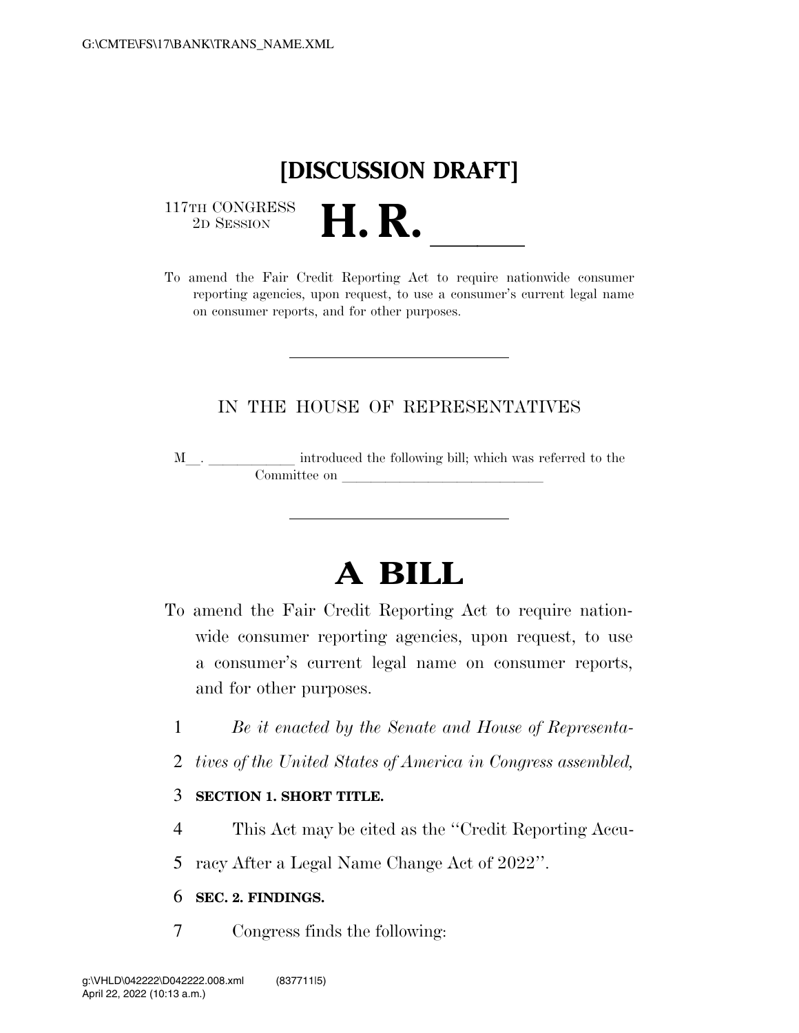# [DISCUSSION DRAFT]

117TH CONGRESS
2D SESSION

# H. R. ____

To amend the Fair Credit Reporting Act to require nationwide consumer reporting agencies, upon request, to use a consumer's current legal name on consumer reports, and for other purposes.

---

IN THE HOUSE OF REPRESENTATIVES

M__. ____________ introduced the following bill; which was referred to the Committee on ____________________________

---

# A BILL

To amend the Fair Credit Reporting Act to require nationwide consumer reporting agencies, upon request, to use a consumer's current legal name on consumer reports, and for other purposes.

*Be it enacted by the Senate and House of Representatives of the United States of America in Congress assembled,*

**SECTION 1. SHORT TITLE.**

This Act may be cited as the "Credit Reporting Accuracy After a Legal Name Change Act of 2022".

**SEC. 2. FINDINGS.**

Congress finds the following: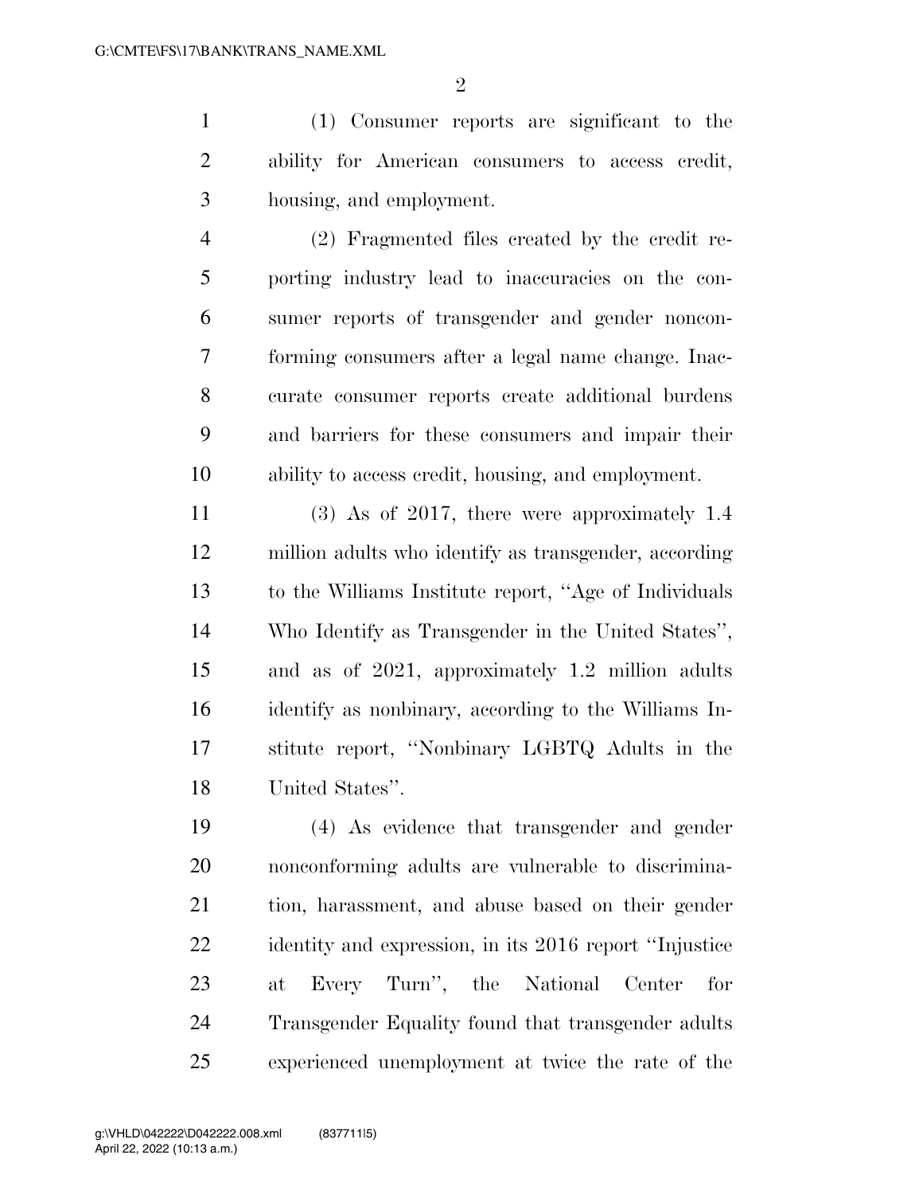(1) Consumer reports are significant to the ability for American consumers to access credit, housing, and employment.

(2) Fragmented files created by the credit reporting industry lead to inaccuracies on the consumer reports of transgender and gender nonconforming consumers after a legal name change. Inaccurate consumer reports create additional burdens and barriers for these consumers and impair their ability to access credit, housing, and employment.

(3) As of 2017, there were approximately 1.4 million adults who identify as transgender, according to the Williams Institute report, ''Age of Individuals Who Identify as Transgender in the United States'', and as of 2021, approximately 1.2 million adults identify as nonbinary, according to the Williams Institute report, ''Nonbinary LGBTQ Adults in the United States''.

(4) As evidence that transgender and gender nonconforming adults are vulnerable to discrimination, harassment, and abuse based on their gender identity and expression, in its 2016 report ''Injustice at Every Turn'', the National Center for Transgender Equality found that transgender adults experienced unemployment at twice the rate of the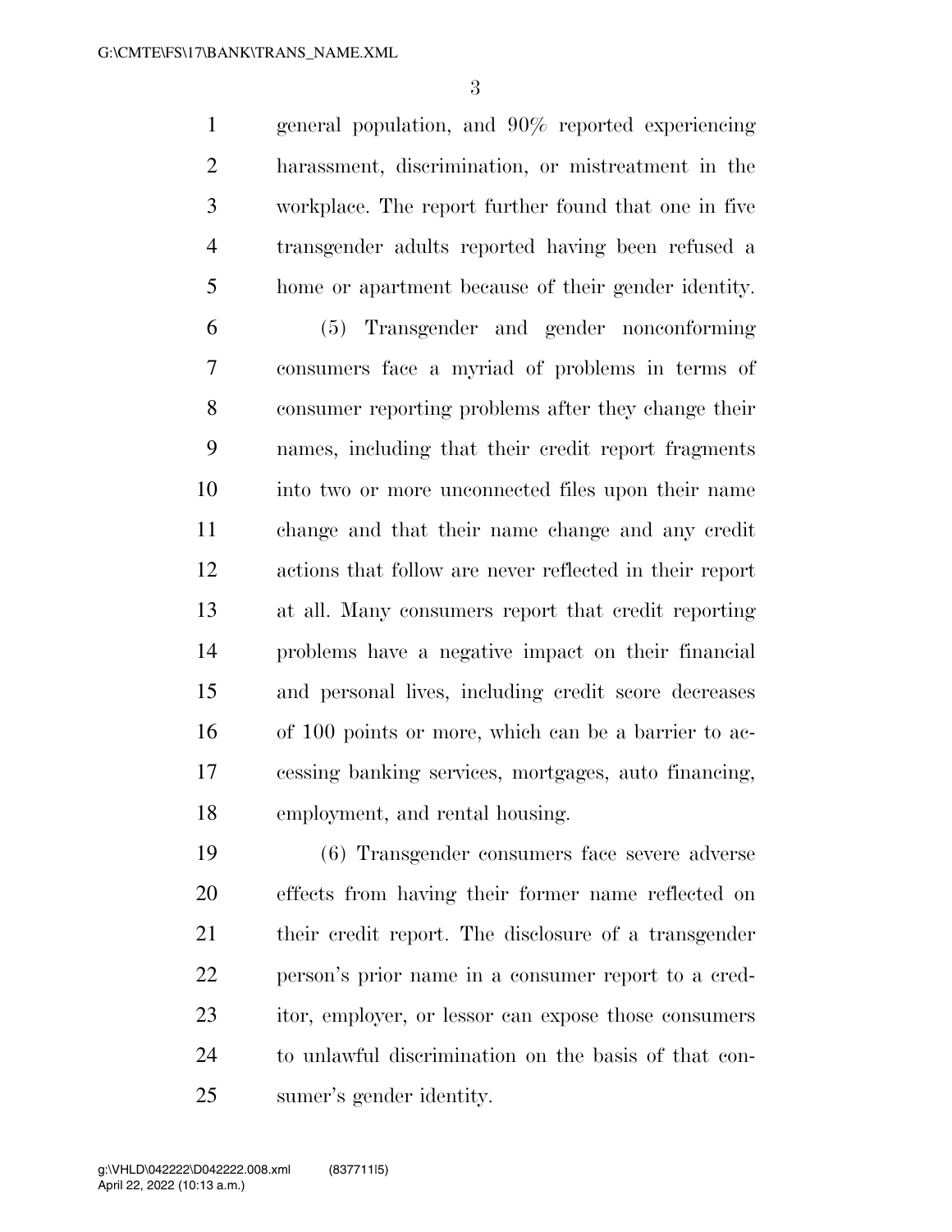general population, and 90% reported experiencing harassment, discrimination, or mistreatment in the workplace. The report further found that one in five transgender adults reported having been refused a home or apartment because of their gender identity.

(5) Transgender and gender nonconforming consumers face a myriad of problems in terms of consumer reporting problems after they change their names, including that their credit report fragments into two or more unconnected files upon their name change and that their name change and any credit actions that follow are never reflected in their report at all. Many consumers report that credit reporting problems have a negative impact on their financial and personal lives, including credit score decreases of 100 points or more, which can be a barrier to accessing banking services, mortgages, auto financing, employment, and rental housing.

(6) Transgender consumers face severe adverse effects from having their former name reflected on their credit report. The disclosure of a transgender person's prior name in a consumer report to a creditor, employer, or lessor can expose those consumers to unlawful discrimination on the basis of that consumer's gender identity.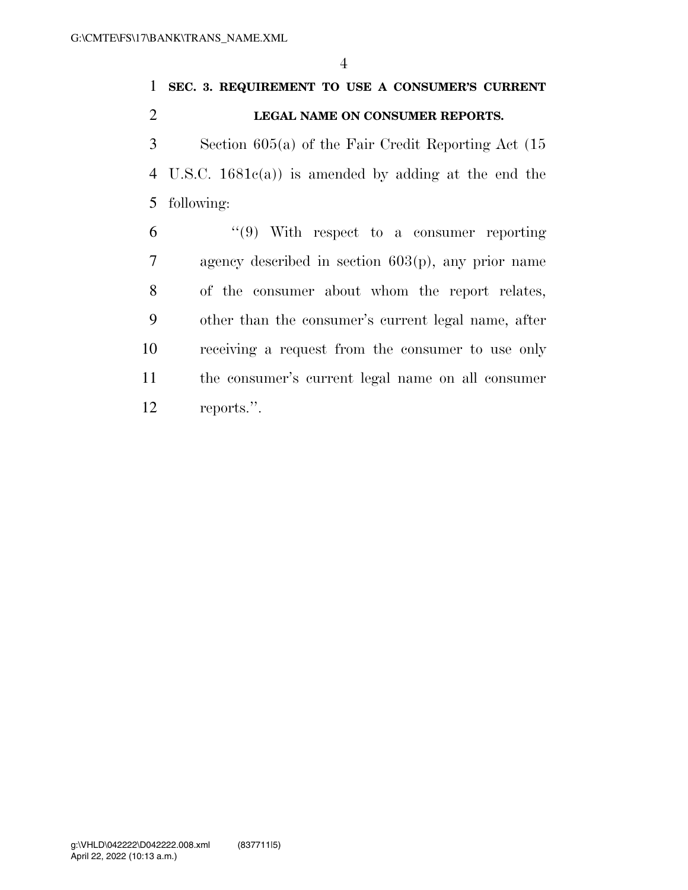**SEC. 3. REQUIREMENT TO USE A CONSUMER'S CURRENT LEGAL NAME ON CONSUMER REPORTS.**

Section 605(a) of the Fair Credit Reporting Act (15 U.S.C. 1681c(a)) is amended by adding at the end the following:

"(9) With respect to a consumer reporting agency described in section 603(p), any prior name of the consumer about whom the report relates, other than the consumer's current legal name, after receiving a request from the consumer to use only the consumer's current legal name on all consumer reports.".